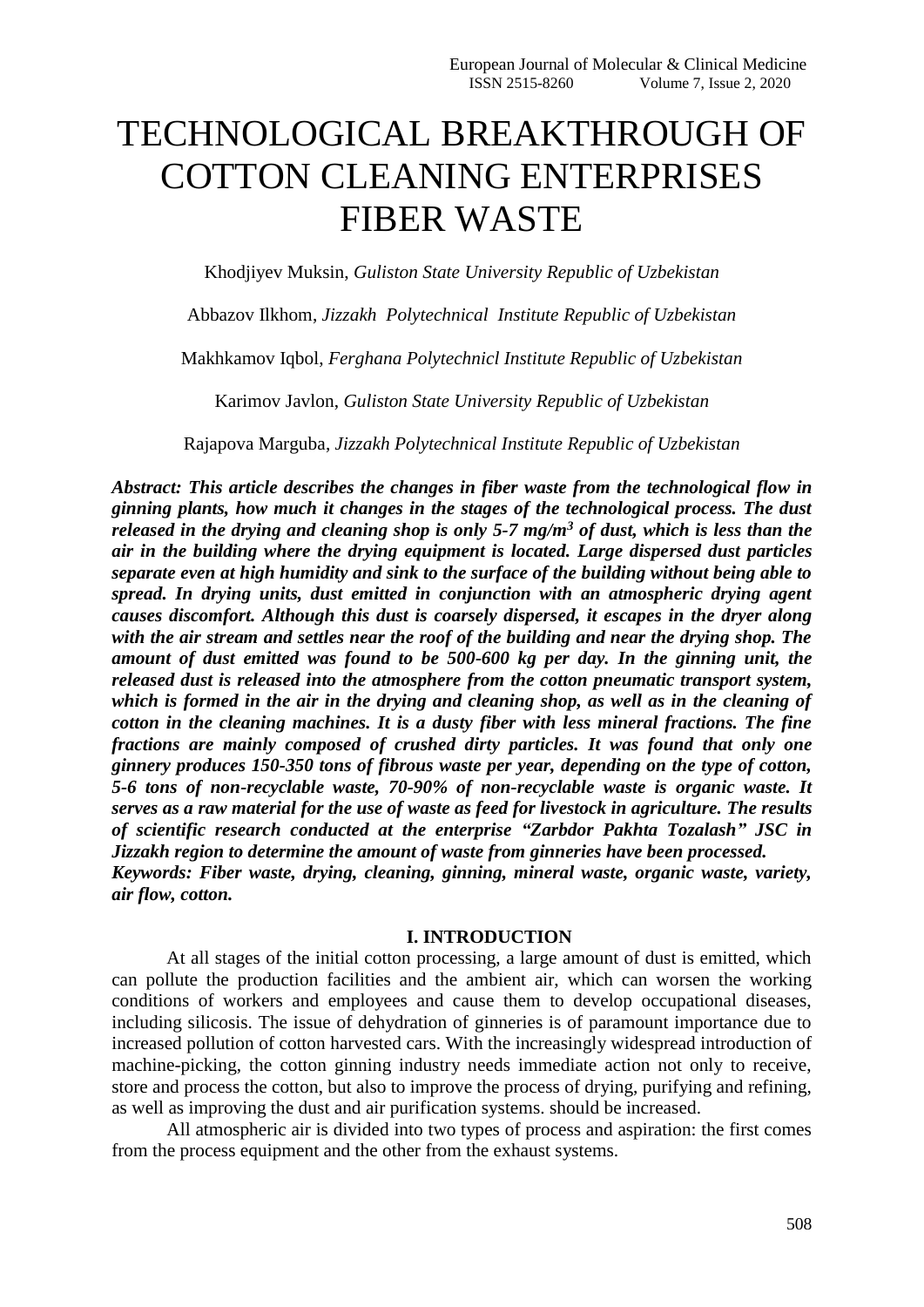# TECHNOLOGICAL BREAKTHROUGH OF COTTON CLEANING ENTERPRISES FIBER WASTE

Khodjiyev Muksin, *Guliston State University Republic of Uzbekistan*

Abbazov Ilkhom, *Jizzakh Polytechnical Institute Republic of Uzbekistan*

Makhkamov Iqbol, *Ferghana Polytechnicl Institute Republic of Uzbekistan*

Karimov Javlon, *Guliston State University Republic of Uzbekistan*

Rajapova Marguba, *Jizzakh Polytechnical Institute Republic of Uzbekistan*

***Abstract: This article describes the changes in fiber waste from the technological flow in ginning plants, how much it changes in the stages of the technological process. The dust released in the drying and cleaning shop is only 5-7 mg/m$^3$ of dust, which is less than the air in the building where the drying equipment is located. Large dispersed dust particles separate even at high humidity and sink to the surface of the building without being able to spread. In drying units, dust emitted in conjunction with an atmospheric drying agent causes discomfort. Although this dust is coarsely dispersed, it escapes in the dryer along with the air stream and settles near the roof of the building and near the drying shop. The amount of dust emitted was found to be 500-600 kg per day. In the ginning unit, the released dust is released into the atmosphere from the cotton pneumatic transport system, which is formed in the air in the drying and cleaning shop, as well as in the cleaning of cotton in the cleaning machines. It is a dusty fiber with less mineral fractions. The fine fractions are mainly composed of crushed dirty particles. It was found that only one ginnery produces 150-350 tons of fibrous waste per year, depending on the type of cotton, 5-6 tons of non-recyclable waste, 70-90% of non-recyclable waste is organic waste. It serves as a raw material for the use of waste as feed for livestock in agriculture. The results of scientific research conducted at the enterprise "Zarbdor Pakhta Tozalash" JSC in Jizzakh region to determine the amount of waste from ginneries have been processed.***

***Keywords: Fiber waste, drying, cleaning, ginning, mineral waste, organic waste, variety, air flow, cotton.***

## I. INTRODUCTION

At all stages of the initial cotton processing, a large amount of dust is emitted, which can pollute the production facilities and the ambient air, which can worsen the working conditions of workers and employees and cause them to develop occupational diseases, including silicosis. The issue of dehydration of ginneries is of paramount importance due to increased pollution of cotton harvested cars. With the increasingly widespread introduction of machine-picking, the cotton ginning industry needs immediate action not only to receive, store and process the cotton, but also to improve the process of drying, purifying and refining, as well as improving the dust and air purification systems. should be increased.

All atmospheric air is divided into two types of process and aspiration: the first comes from the process equipment and the other from the exhaust systems.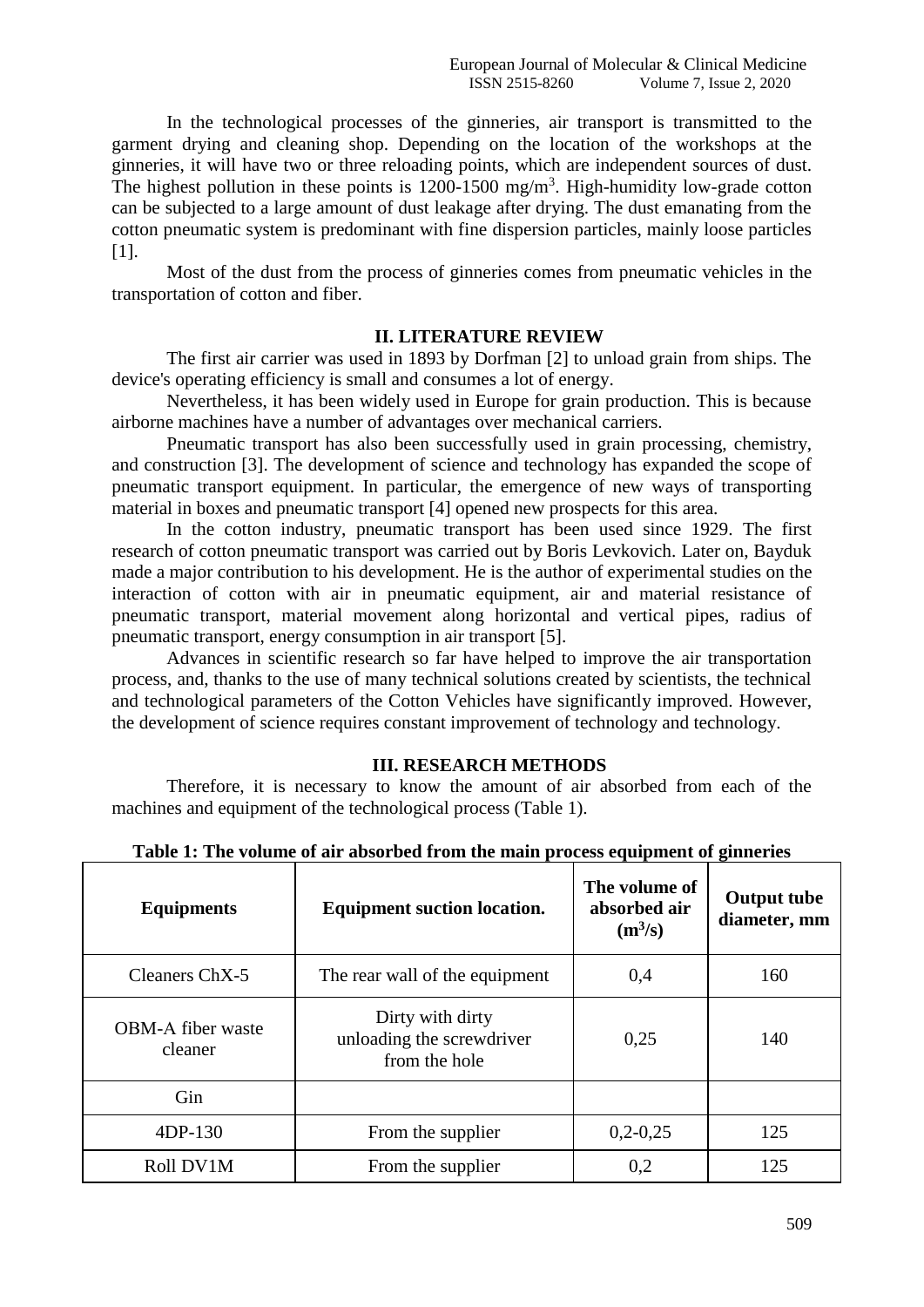In the technological processes of the ginneries, air transport is transmitted to the garment drying and cleaning shop. Depending on the location of the workshops at the ginneries, it will have two or three reloading points, which are independent sources of dust. The highest pollution in these points is 1200-1500 mg/m$^3$. High-humidity low-grade cotton can be subjected to a large amount of dust leakage after drying. The dust emanating from the cotton pneumatic system is predominant with fine dispersion particles, mainly loose particles [1].

Most of the dust from the process of ginneries comes from pneumatic vehicles in the transportation of cotton and fiber.

## II. LITERATURE REVIEW

The first air carrier was used in 1893 by Dorfman [2] to unload grain from ships. The device's operating efficiency is small and consumes a lot of energy.

Nevertheless, it has been widely used in Europe for grain production. This is because airborne machines have a number of advantages over mechanical carriers.

Pneumatic transport has also been successfully used in grain processing, chemistry, and construction [3]. The development of science and technology has expanded the scope of pneumatic transport equipment. In particular, the emergence of new ways of transporting material in boxes and pneumatic transport [4] opened new prospects for this area.

In the cotton industry, pneumatic transport has been used since 1929. The first research of cotton pneumatic transport was carried out by Boris Levkovich. Later on, Bayduk made a major contribution to his development. He is the author of experimental studies on the interaction of cotton with air in pneumatic equipment, air and material resistance of pneumatic transport, material movement along horizontal and vertical pipes, radius of pneumatic transport, energy consumption in air transport [5].

Advances in scientific research so far have helped to improve the air transportation process, and, thanks to the use of many technical solutions created by scientists, the technical and technological parameters of the Cotton Vehicles have significantly improved. However, the development of science requires constant improvement of technology and technology.

## III. RESEARCH METHODS

Therefore, it is necessary to know the amount of air absorbed from each of the machines and equipment of the technological process (Table 1).

**Table 1: The volume of air absorbed from the main process equipment of ginneries**

| Equipments | Equipment suction location. | The volume of absorbed air (m$^3$/s) | Output tube diameter, mm |
|---|---|---|---|
| Cleaners ChX-5 | The rear wall of the equipment | 0,4 | 160 |
| OBM-A fiber waste cleaner | Dirty with dirty unloading the screwdriver from the hole | 0,25 | 140 |
| Gin | | | |
| 4DP-130 | From the supplier | 0,2-0,25 | 125 |
| Roll DV1M | From the supplier | 0,2 | 125 |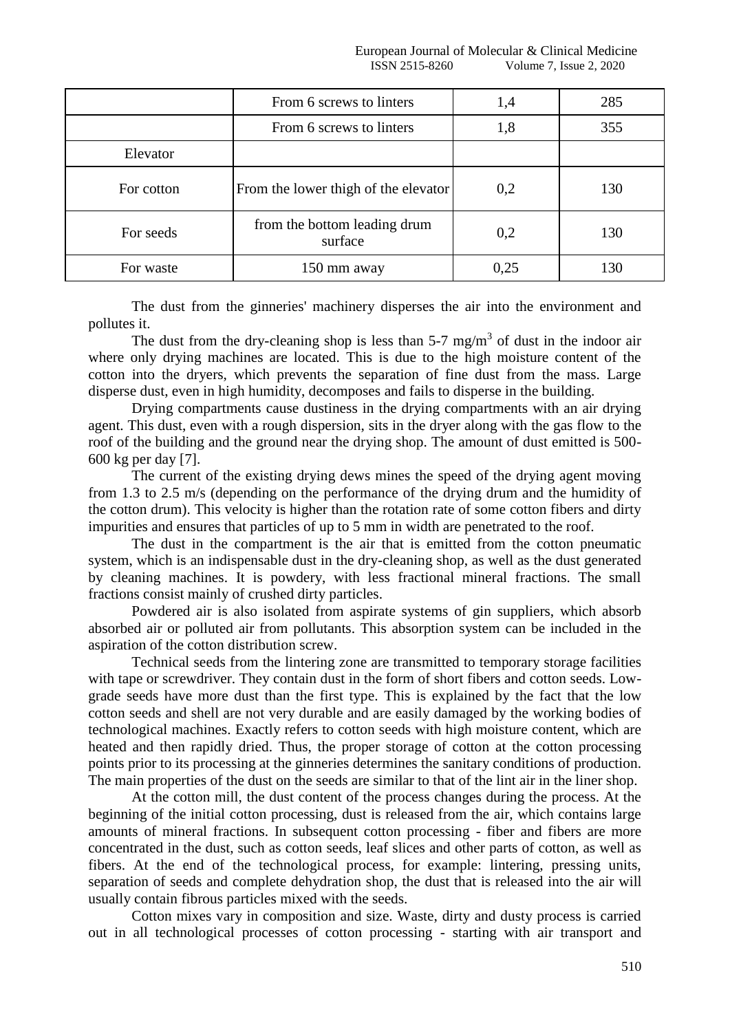|  |  |  |  |
|---|---|---|---|
|  | From 6 screws to linters | 1,4 | 285 |
|  | From 6 screws to linters | 1,8 | 355 |
| Elevator |  |  |  |
| For cotton | From the lower thigh of the elevator | 0,2 | 130 |
| For seeds | from the bottom leading drum surface | 0,2 | 130 |
| For waste | 150 mm away | 0,25 | 130 |

The dust from the ginneries' machinery disperses the air into the environment and pollutes it.

The dust from the dry-cleaning shop is less than 5-7 mg/m$^3$ of dust in the indoor air where only drying machines are located. This is due to the high moisture content of the cotton into the dryers, which prevents the separation of fine dust from the mass. Large disperse dust, even in high humidity, decomposes and fails to disperse in the building.

Drying compartments cause dustiness in the drying compartments with an air drying agent. This dust, even with a rough dispersion, sits in the dryer along with the gas flow to the roof of the building and the ground near the drying shop. The amount of dust emitted is 500-600 kg per day [7].

The current of the existing drying dews mines the speed of the drying agent moving from 1.3 to 2.5 m/s (depending on the performance of the drying drum and the humidity of the cotton drum). This velocity is higher than the rotation rate of some cotton fibers and dirty impurities and ensures that particles of up to 5 mm in width are penetrated to the roof.

The dust in the compartment is the air that is emitted from the cotton pneumatic system, which is an indispensable dust in the dry-cleaning shop, as well as the dust generated by cleaning machines. It is powdery, with less fractional mineral fractions. The small fractions consist mainly of crushed dirty particles.

Powdered air is also isolated from aspirate systems of gin suppliers, which absorb absorbed air or polluted air from pollutants. This absorption system can be included in the aspiration of the cotton distribution screw.

Technical seeds from the lintering zone are transmitted to temporary storage facilities with tape or screwdriver. They contain dust in the form of short fibers and cotton seeds. Low-grade seeds have more dust than the first type. This is explained by the fact that the low cotton seeds and shell are not very durable and are easily damaged by the working bodies of technological machines. Exactly refers to cotton seeds with high moisture content, which are heated and then rapidly dried. Thus, the proper storage of cotton at the cotton processing points prior to its processing at the ginneries determines the sanitary conditions of production. The main properties of the dust on the seeds are similar to that of the lint air in the liner shop.

At the cotton mill, the dust content of the process changes during the process. At the beginning of the initial cotton processing, dust is released from the air, which contains large amounts of mineral fractions. In subsequent cotton processing - fiber and fibers are more concentrated in the dust, such as cotton seeds, leaf slices and other parts of cotton, as well as fibers. At the end of the technological process, for example: lintering, pressing units, separation of seeds and complete dehydration shop, the dust that is released into the air will usually contain fibrous particles mixed with the seeds.

Cotton mixes vary in composition and size. Waste, dirty and dusty process is carried out in all technological processes of cotton processing - starting with air transport and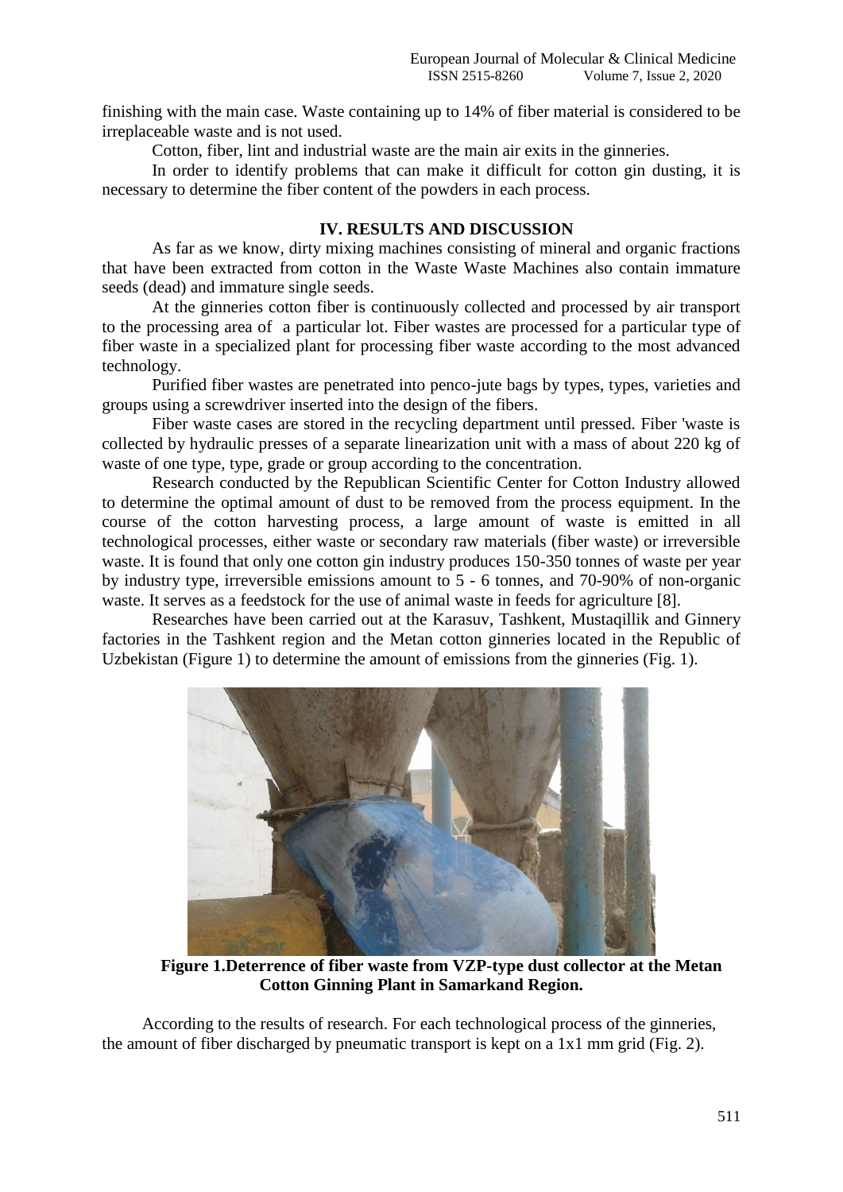finishing with the main case. Waste containing up to 14% of fiber material is considered to be irreplaceable waste and is not used.

Cotton, fiber, lint and industrial waste are the main air exits in the ginneries.

In order to identify problems that can make it difficult for cotton gin dusting, it is necessary to determine the fiber content of the powders in each process.

## IV. RESULTS AND DISCUSSION

As far as we know, dirty mixing machines consisting of mineral and organic fractions that have been extracted from cotton in the Waste Waste Machines also contain immature seeds (dead) and immature single seeds.

At the ginneries cotton fiber is continuously collected and processed by air transport to the processing area of a particular lot. Fiber wastes are processed for a particular type of fiber waste in a specialized plant for processing fiber waste according to the most advanced technology.

Purified fiber wastes are penetrated into penco-jute bags by types, types, varieties and groups using a screwdriver inserted into the design of the fibers.

Fiber waste cases are stored in the recycling department until pressed. Fiber 'waste is collected by hydraulic presses of a separate linearization unit with a mass of about 220 kg of waste of one type, type, grade or group according to the concentration.

Research conducted by the Republican Scientific Center for Cotton Industry allowed to determine the optimal amount of dust to be removed from the process equipment. In the course of the cotton harvesting process, a large amount of waste is emitted in all technological processes, either waste or secondary raw materials (fiber waste) or irreversible waste. It is found that only one cotton gin industry produces 150-350 tonnes of waste per year by industry type, irreversible emissions amount to 5 - 6 tonnes, and 70-90% of non-organic waste. It serves as a feedstock for the use of animal waste in feeds for agriculture [8].

Researches have been carried out at the Karasuv, Tashkent, Mustaqillik and Ginnery factories in the Tashkent region and the Metan cotton ginneries located in the Republic of Uzbekistan (Figure 1) to determine the amount of emissions from the ginneries (Fig. 1).

**Figure 1.Deterrence of fiber waste from VZP-type dust collector at the Metan Cotton Ginning Plant in Samarkand Region.**

According to the results of research. For each technological process of the ginneries, the amount of fiber discharged by pneumatic transport is kept on a 1x1 mm grid (Fig. 2).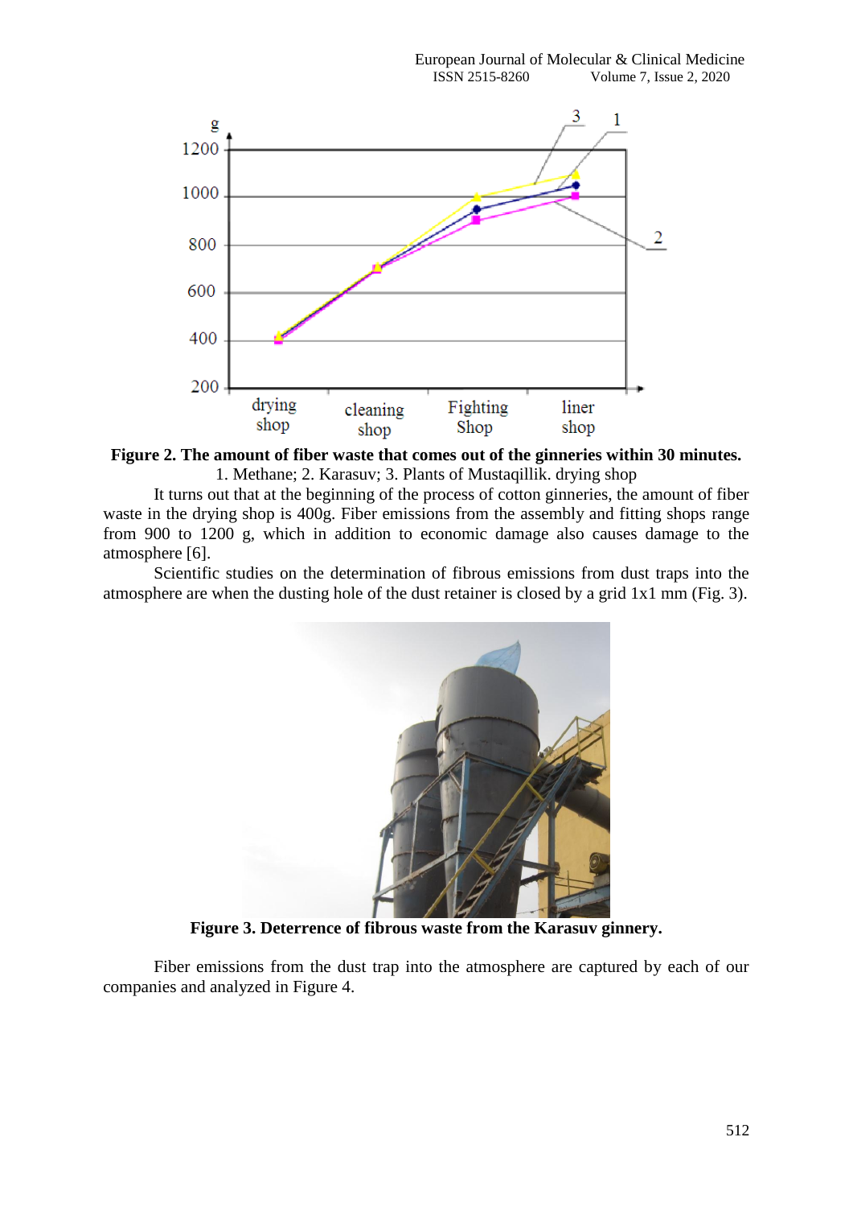**Figure 2. The amount of fiber waste that comes out of the ginneries within 30 minutes.**
1. Methane; 2. Karasuv; 3. Plants of Mustaqillik. drying shop

It turns out that at the beginning of the process of cotton ginneries, the amount of fiber waste in the drying shop is 400g. Fiber emissions from the assembly and fitting shops range from 900 to 1200 g, which in addition to economic damage also causes damage to the atmosphere [6].

Scientific studies on the determination of fibrous emissions from dust traps into the atmosphere are when the dusting hole of the dust retainer is closed by a grid 1x1 mm (Fig. 3).

**Figure 3. Deterrence of fibrous waste from the Karasuv ginnery.**

Fiber emissions from the dust trap into the atmosphere are captured by each of our companies and analyzed in Figure 4.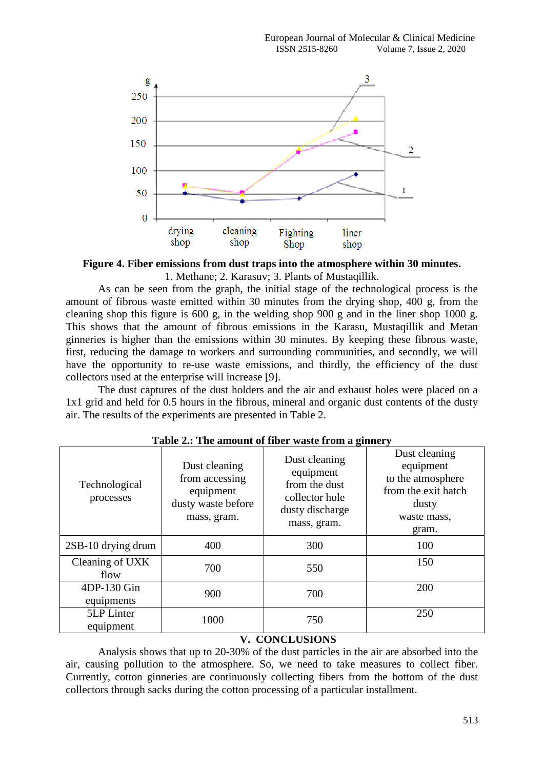**Figure 4. Fiber emissions from dust traps into the atmosphere within 30 minutes.**
1. Methane; 2. Karasuv; 3. Plants of Mustaqillik.

As can be seen from the graph, the initial stage of the technological process is the amount of fibrous waste emitted within 30 minutes from the drying shop, 400 g, from the cleaning shop this figure is 600 g, in the welding shop 900 g and in the liner shop 1000 g. This shows that the amount of fibrous emissions in the Karasu, Mustaqillik and Metan ginneries is higher than the emissions within 30 minutes. By keeping these fibrous waste, first, reducing the damage to workers and surrounding communities, and secondly, we will have the opportunity to re-use waste emissions, and thirdly, the efficiency of the dust collectors used at the enterprise will increase [9].

The dust captures of the dust holders and the air and exhaust holes were placed on a 1x1 grid and held for 0.5 hours in the fibrous, mineral and organic dust contents of the dusty air. The results of the experiments are presented in Table 2.

**Table 2.: The amount of fiber waste from a ginnery**

| Technological processes | Dust cleaning from accessing equipment dusty waste before mass, gram. | Dust cleaning equipment from the dust collector hole dusty discharge mass, gram. | Dust cleaning equipment to the atmosphere from the exit hatch dusty waste mass, gram. |
|---|---|---|---|
| 2SB-10 drying drum | 400 | 300 | 100 |
| Cleaning of UXK flow | 700 | 550 | 150 |
| 4DP-130 Gin equipments | 900 | 700 | 200 |
| 5LP Linter equipment | 1000 | 750 | 250 |

## V. CONCLUSIONS

Analysis shows that up to 20-30% of the dust particles in the air are absorbed into the air, causing pollution to the atmosphere. So, we need to take measures to collect fiber. Currently, cotton ginneries are continuously collecting fibers from the bottom of the dust collectors through sacks during the cotton processing of a particular installment.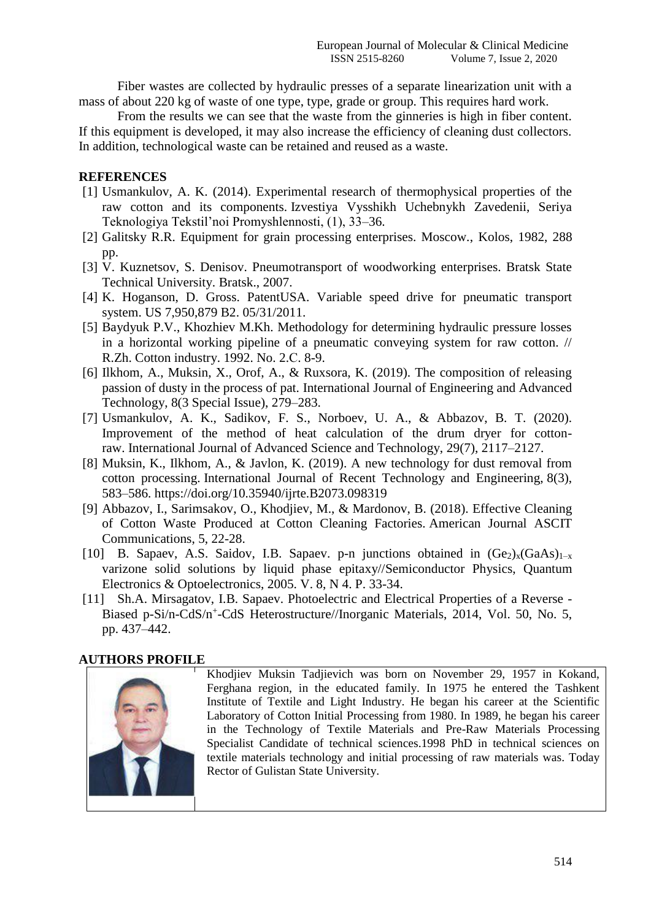Fiber wastes are collected by hydraulic presses of a separate linearization unit with a mass of about 220 kg of waste of one type, type, grade or group. This requires hard work.

From the results we can see that the waste from the ginneries is high in fiber content. If this equipment is developed, it may also increase the efficiency of cleaning dust collectors. In addition, technological waste can be retained and reused as a waste.

## REFERENCES

[1] Usmankulov, A. K. (2014). Experimental research of thermophysical properties of the raw cotton and its components. Izvestiya Vysshikh Uchebnykh Zavedenii, Seriya Teknologiya Tekstil'noi Promyshlennosti, (1), 33–36.

[2] Galitsky R.R. Equipment for grain processing enterprises. Moscow., Kolos, 1982, 288 pp.

[3] V. Kuznetsov, S. Denisov. Pneumotransport of woodworking enterprises. Bratsk State Technical University. Bratsk., 2007.

[4] K. Hoganson, D. Gross. PatentUSA. Variable speed drive for pneumatic transport system. US 7,950,879 B2. 05/31/2011.

[5] Baydyuk P.V., Khozhiev M.Kh. Methodology for determining hydraulic pressure losses in a horizontal working pipeline of a pneumatic conveying system for raw cotton. // R.Zh. Cotton industry. 1992. No. 2.C. 8-9.

[6] Ilkhom, A., Muksin, X., Orof, A., & Ruxsora, K. (2019). The composition of releasing passion of dusty in the process of pat. International Journal of Engineering and Advanced Technology, 8(3 Special Issue), 279–283.

[7] Usmankulov, A. K., Sadikov, F. S., Norboev, U. A., & Abbazov, B. T. (2020). Improvement of the method of heat calculation of the drum dryer for cotton-raw. International Journal of Advanced Science and Technology, 29(7), 2117–2127.

[8] Muksin, K., Ilkhom, A., & Javlon, K. (2019). A new technology for dust removal from cotton processing. International Journal of Recent Technology and Engineering, 8(3), 583–586. https://doi.org/10.35940/ijrte.B2073.098319

[9] Abbazov, I., Sarimsakov, O., Khodjiev, M., & Mardonov, B. (2018). Effective Cleaning of Cotton Waste Produced at Cotton Cleaning Factories. American Journal ASCIT Communications, 5, 22-28.

[10] B. Sapaev, A.S. Saidov, I.B. Sapaev. p-n junctions obtained in $(Ge_2)_x(GaAs)_{1-x}$ varizone solid solutions by liquid phase epitaxy//Semiconductor Physics, Quantum Electronics & Optoelectronics, 2005. V. 8, N 4. P. 33-34.

[11] Sh.A. Mirsagatov, I.B. Sapaev. Photoelectric and Electrical Properties of a Reverse - Biased p-Si/n-CdS/$n^+$-CdS Heterostructure//Inorganic Materials, 2014, Vol. 50, No. 5, pp. 437–442.

## AUTHORS PROFILE

Khodjiev Muksin Tadjievich was born on November 29, 1957 in Kokand, Ferghana region, in the educated family. In 1975 he entered the Tashkent Institute of Textile and Light Industry. He began his career at the Scientific Laboratory of Cotton Initial Processing from 1980. In 1989, he began his career in the Technology of Textile Materials and Pre-Raw Materials Processing Specialist Candidate of technical sciences.1998 PhD in technical sciences on textile materials technology and initial processing of raw materials was. Today Rector of Gulistan State University.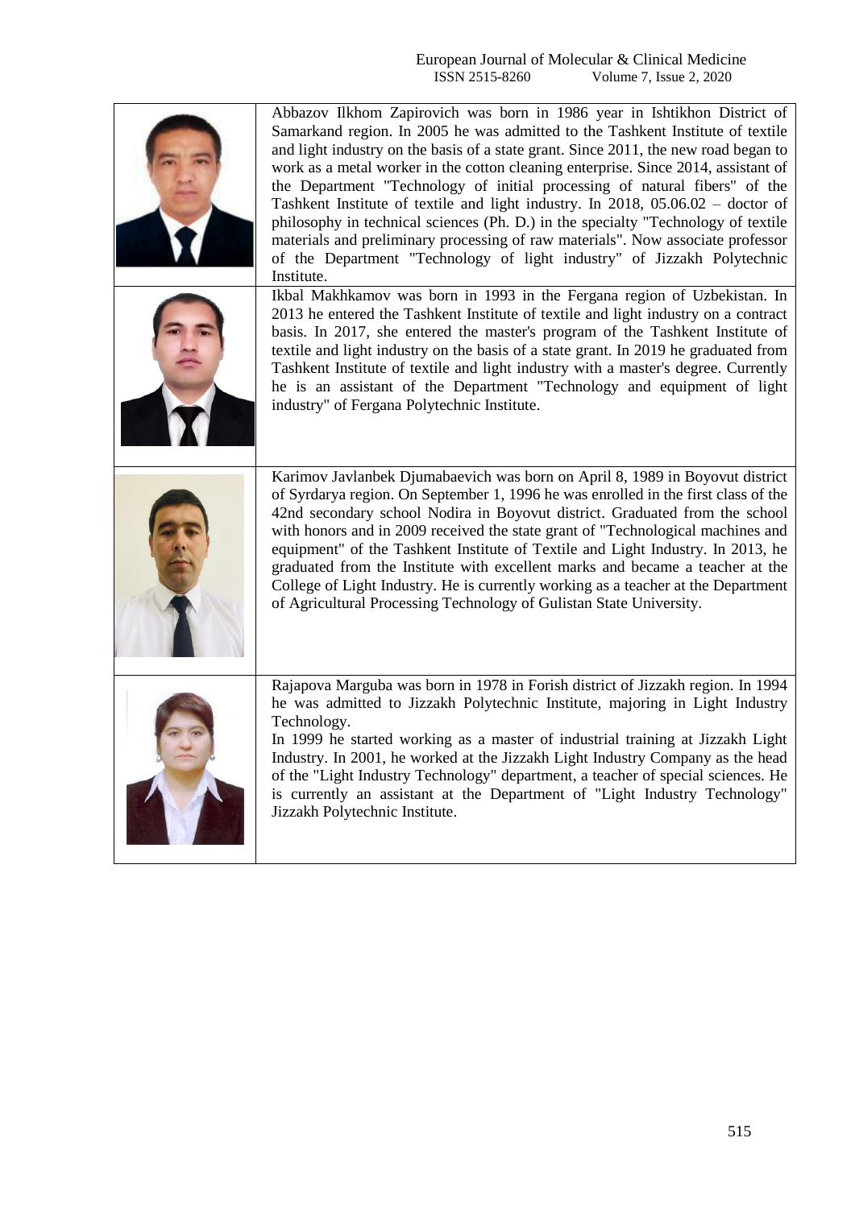Abbazov Ilkhom Zapirovich was born in 1986 year in Ishtikhon District of Samarkand region. In 2005 he was admitted to the Tashkent Institute of textile and light industry on the basis of a state grant. Since 2011, the new road began to work as a metal worker in the cotton cleaning enterprise. Since 2014, assistant of the Department "Technology of initial processing of natural fibers" of the Tashkent Institute of textile and light industry. In 2018, 05.06.02 – doctor of philosophy in technical sciences (Ph. D.) in the specialty "Technology of textile materials and preliminary processing of raw materials". Now associate professor of the Department "Technology of light industry" of Jizzakh Polytechnic Institute.

Ikbal Makhkamov was born in 1993 in the Fergana region of Uzbekistan. In 2013 he entered the Tashkent Institute of textile and light industry on a contract basis. In 2017, she entered the master's program of the Tashkent Institute of textile and light industry on the basis of a state grant. In 2019 he graduated from Tashkent Institute of textile and light industry with a master's degree. Currently he is an assistant of the Department "Technology and equipment of light industry" of Fergana Polytechnic Institute.

Karimov Javlanbek Djumabaevich was born on April 8, 1989 in Boyovut district of Syrdarya region. On September 1, 1996 he was enrolled in the first class of the 42nd secondary school Nodira in Boyovut district. Graduated from the school with honors and in 2009 received the state grant of "Technological machines and equipment" of the Tashkent Institute of Textile and Light Industry. In 2013, he graduated from the Institute with excellent marks and became a teacher at the College of Light Industry. He is currently working as a teacher at the Department of Agricultural Processing Technology of Gulistan State University.

Rajapova Marguba was born in 1978 in Forish district of Jizzakh region. In 1994 he was admitted to Jizzakh Polytechnic Institute, majoring in Light Industry Technology.
In 1999 he started working as a master of industrial training at Jizzakh Light Industry. In 2001, he worked at the Jizzakh Light Industry Company as the head of the "Light Industry Technology" department, a teacher of special sciences. He is currently an assistant at the Department of "Light Industry Technology" Jizzakh Polytechnic Institute.